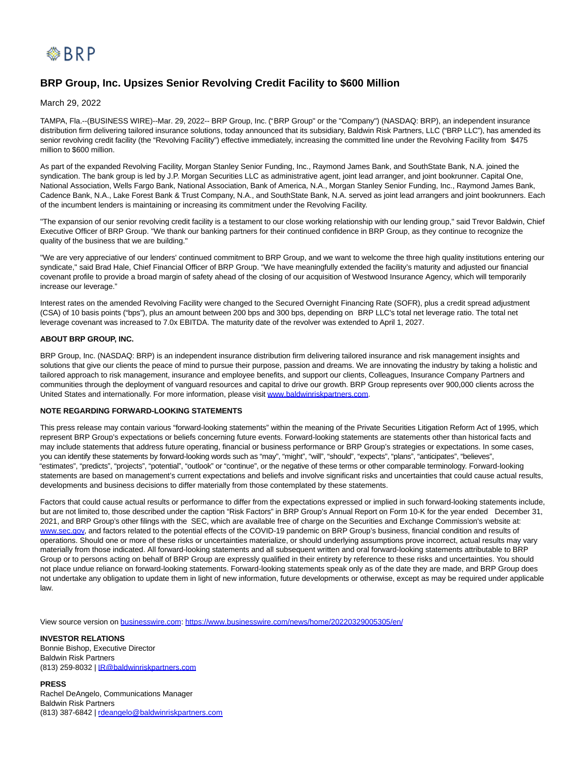# BRP Group, Inc. Upsizes Senior Revolving Credit Facility to $600 Million

March 29, 2022

TAMPA, Fla.--(BUSINESS WIRE)--Mar. 29, 2022-- BRP Group, Inc. ("BRP Group" or the "Company") (NASDAQ: BRP), an independent insurance distribution firm delivering tailored insurance solutions, today announced that its subsidiary, Baldwin Risk Partners, LLC ("BRP LLC"), has amended its senior revolving credit facility (the "Revolving Facility") effective immediately, increasing the committed line under the Revolving Facility from $475 million to $600 million.

As part of the expanded Revolving Facility, Morgan Stanley Senior Funding, Inc., Raymond James Bank, and SouthState Bank, N.A. joined the syndication. The bank group is led by J.P. Morgan Securities LLC as administrative agent, joint lead arranger, and joint bookrunner. Capital One, National Association, Wells Fargo Bank, National Association, Bank of America, N.A., Morgan Stanley Senior Funding, Inc., Raymond James Bank, Cadence Bank, N.A., Lake Forest Bank & Trust Company, N.A., and SouthState Bank, N.A. served as joint lead arrangers and joint bookrunners. Each of the incumbent lenders is maintaining or increasing its commitment under the Revolving Facility.

"The expansion of our senior revolving credit facility is a testament to our close working relationship with our lending group," said Trevor Baldwin, Chief Executive Officer of BRP Group. "We thank our banking partners for their continued confidence in BRP Group, as they continue to recognize the quality of the business that we are building."

"We are very appreciative of our lenders' continued commitment to BRP Group, and we want to welcome the three high quality institutions entering our syndicate," said Brad Hale, Chief Financial Officer of BRP Group. "We have meaningfully extended the facility's maturity and adjusted our financial covenant profile to provide a broad margin of safety ahead of the closing of our acquisition of Westwood Insurance Agency, which will temporarily increase our leverage."

Interest rates on the amended Revolving Facility were changed to the Secured Overnight Financing Rate (SOFR), plus a credit spread adjustment (CSA) of 10 basis points ("bps"), plus an amount between 200 bps and 300 bps, depending on BRP LLC's total net leverage ratio. The total net leverage covenant was increased to 7.0x EBITDA. The maturity date of the revolver was extended to April 1, 2027.

**ABOUT BRP GROUP, INC.**

BRP Group, Inc. (NASDAQ: BRP) is an independent insurance distribution firm delivering tailored insurance and risk management insights and solutions that give our clients the peace of mind to pursue their purpose, passion and dreams. We are innovating the industry by taking a holistic and tailored approach to risk management, insurance and employee benefits, and support our clients, Colleagues, Insurance Company Partners and communities through the deployment of vanguard resources and capital to drive our growth. BRP Group represents over 900,000 clients across the United States and internationally. For more information, please visit www.baldwinriskpartners.com.

**NOTE REGARDING FORWARD-LOOKING STATEMENTS**

This press release may contain various "forward-looking statements" within the meaning of the Private Securities Litigation Reform Act of 1995, which represent BRP Group's expectations or beliefs concerning future events. Forward-looking statements are statements other than historical facts and may include statements that address future operating, financial or business performance or BRP Group's strategies or expectations. In some cases, you can identify these statements by forward-looking words such as "may", "might", "will", "should", "expects", "plans", "anticipates", "believes", "estimates", "predicts", "projects", "potential", "outlook" or "continue", or the negative of these terms or other comparable terminology. Forward-looking statements are based on management's current expectations and beliefs and involve significant risks and uncertainties that could cause actual results, developments and business decisions to differ materially from those contemplated by these statements.

Factors that could cause actual results or performance to differ from the expectations expressed or implied in such forward-looking statements include, but are not limited to, those described under the caption "Risk Factors" in BRP Group's Annual Report on Form 10-K for the year ended December 31, 2021, and BRP Group's other filings with the SEC, which are available free of charge on the Securities and Exchange Commission's website at: www.sec.gov, and factors related to the potential effects of the COVID-19 pandemic on BRP Group's business, financial condition and results of operations. Should one or more of these risks or uncertainties materialize, or should underlying assumptions prove incorrect, actual results may vary materially from those indicated. All forward-looking statements and all subsequent written and oral forward-looking statements attributable to BRP Group or to persons acting on behalf of BRP Group are expressly qualified in their entirety by reference to these risks and uncertainties. You should not place undue reliance on forward-looking statements. Forward-looking statements speak only as of the date they are made, and BRP Group does not undertake any obligation to update them in light of new information, future developments or otherwise, except as may be required under applicable law.

View source version on businesswire.com: https://www.businesswire.com/news/home/20220329005305/en/

**INVESTOR RELATIONS**
Bonnie Bishop, Executive Director
Baldwin Risk Partners
(813) 259-8032 | IR@baldwinriskpartners.com

**PRESS**
Rachel DeAngelo, Communications Manager
Baldwin Risk Partners
(813) 387-6842 | rdeangelo@baldwinriskpartners.com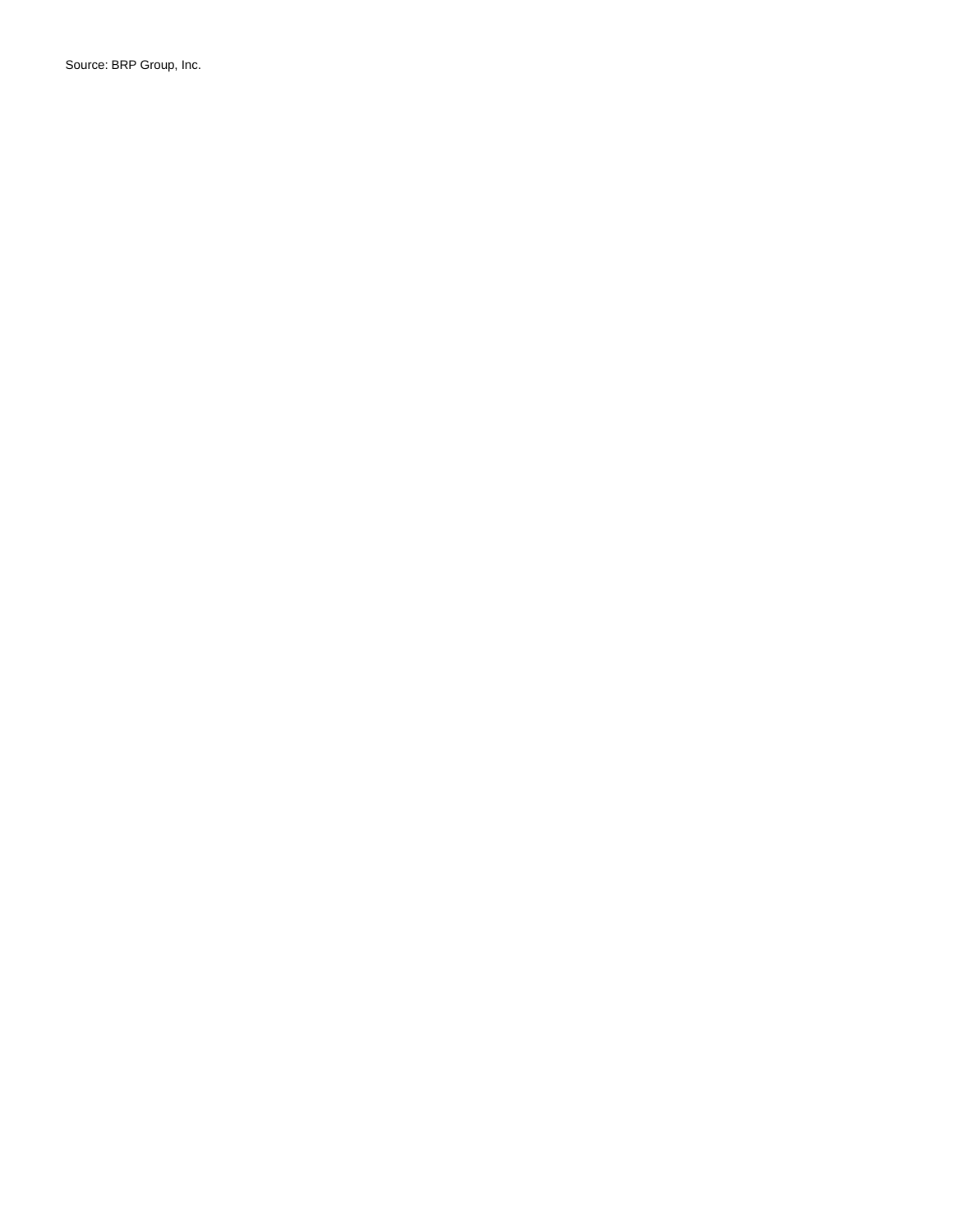Source: BRP Group, Inc.